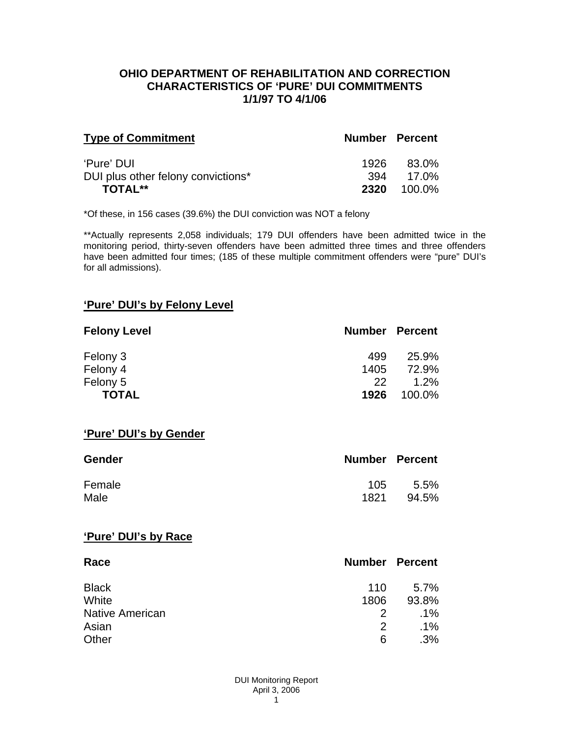## OHIO DEPARTMENT OF REHABILITATION AND CORRECTION
## CHARACTERISTICS OF 'PURE' DUI COMMITMENTS
## 1/1/97 TO 4/1/06

| Type of Commitment | Number | Percent |
|---|---|---|
| 'Pure' DUI | 1926 | 83.0% |
| DUI plus other felony convictions* | 394 | 17.0% |
| **TOTAL**** | **2320** | 100.0% |

*Of these, in 156 cases (39.6%) the DUI conviction was NOT a felony

**Actually represents 2,058 individuals; 179 DUI offenders have been admitted twice in the monitoring period, thirty-seven offenders have been admitted three times and three offenders have been admitted four times; (185 of these multiple commitment offenders were "pure" DUI's for all admissions).

### 'Pure' DUI's by Felony Level

| Felony Level | Number | Percent |
|---|---|---|
| Felony 3 | 499 | 25.9% |
| Felony 4 | 1405 | 72.9% |
| Felony 5 | 22 | 1.2% |
| **TOTAL** | **1926** | 100.0% |

### 'Pure' DUI's by Gender

| Gender | Number | Percent |
|---|---|---|
| Female | 105 | 5.5% |
| Male | 1821 | 94.5% |

### 'Pure' DUI's by Race

| Race | Number | Percent |
|---|---|---|
| Black | 110 | 5.7% |
| White | 1806 | 93.8% |
| Native American | 2 | .1% |
| Asian | 2 | .1% |
| Other | 6 | .3% |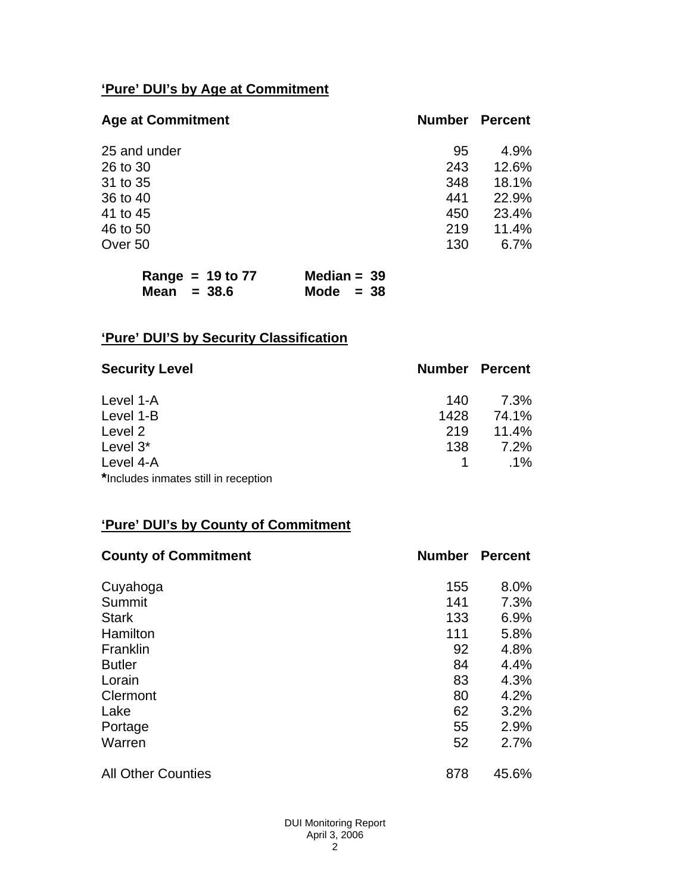## 'Pure' DUI's by Age at Commitment

| Age at Commitment | Number | Percent |
|---|---|---|
| 25 and under | 95 | 4.9% |
| 26 to 30 | 243 | 12.6% |
| 31 to 35 | 348 | 18.1% |
| 36 to 40 | 441 | 22.9% |
| 41 to 45 | 450 | 23.4% |
| 46 to 50 | 219 | 11.4% |
| Over 50 | 130 | 6.7% |

**Range = 19 to 77** **Median = 39**
**Mean = 38.6** **Mode = 38**

## 'Pure' DUI'S by Security Classification

| Security Level | Number | Percent |
|---|---|---|
| Level 1-A | 140 | 7.3% |
| Level 1-B | 1428 | 74.1% |
| Level 2 | 219 | 11.4% |
| Level 3* | 138 | 7.2% |
| Level 4-A | 1 | .1% |

**\***Includes inmates still in reception

## 'Pure' DUI's by County of Commitment

| County of Commitment | Number | Percent |
|---|---|---|
| Cuyahoga | 155 | 8.0% |
| Summit | 141 | 7.3% |
| Stark | 133 | 6.9% |
| Hamilton | 111 | 5.8% |
| Franklin | 92 | 4.8% |
| Butler | 84 | 4.4% |
| Lorain | 83 | 4.3% |
| Clermont | 80 | 4.2% |
| Lake | 62 | 3.2% |
| Portage | 55 | 2.9% |
| Warren | 52 | 2.7% |
| All Other Counties | 878 | 45.6% |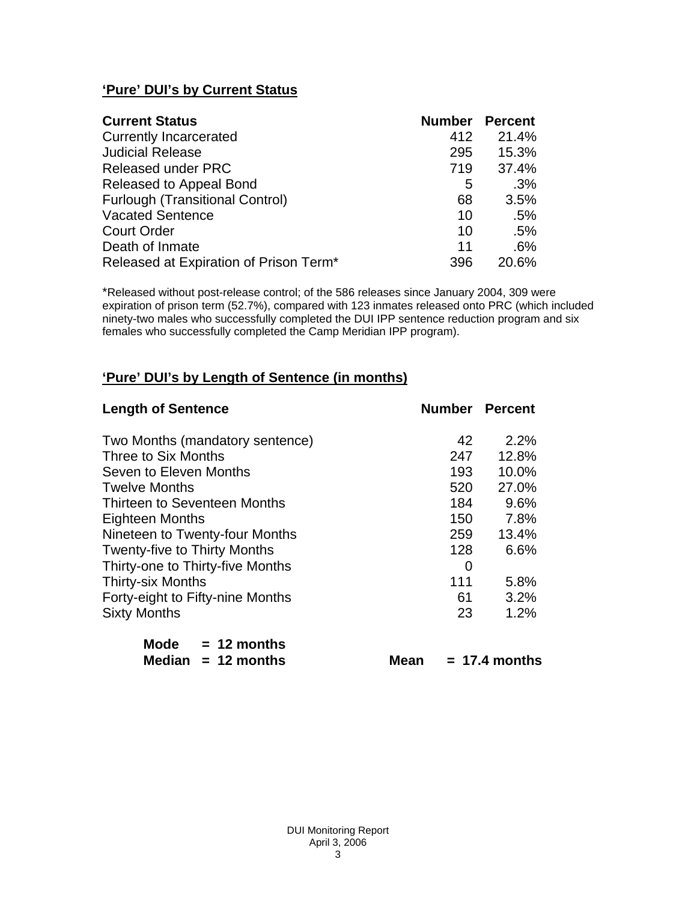## 'Pure' DUI's by Current Status

| Current Status | Number | Percent |
|---|---|---|
| Currently Incarcerated | 412 | 21.4% |
| Judicial Release | 295 | 15.3% |
| Released under PRC | 719 | 37.4% |
| Released to Appeal Bond | 5 | .3% |
| Furlough (Transitional Control) | 68 | 3.5% |
| Vacated Sentence | 10 | .5% |
| Court Order | 10 | .5% |
| Death of Inmate | 11 | .6% |
| Released at Expiration of Prison Term* | 396 | 20.6% |

*Released without post-release control; of the 586 releases since January 2004, 309 were expiration of prison term (52.7%), compared with 123 inmates released onto PRC (which included ninety-two males who successfully completed the DUI IPP sentence reduction program and six females who successfully completed the Camp Meridian IPP program).

## 'Pure' DUI's by Length of Sentence (in months)

| Length of Sentence | Number | Percent |
|---|---|---|
| Two Months (mandatory sentence) | 42 | 2.2% |
| Three to Six Months | 247 | 12.8% |
| Seven to Eleven Months | 193 | 10.0% |
| Twelve Months | 520 | 27.0% |
| Thirteen to Seventeen Months | 184 | 9.6% |
| Eighteen Months | 150 | 7.8% |
| Nineteen to Twenty-four Months | 259 | 13.4% |
| Twenty-five to Thirty Months | 128 | 6.6% |
| Thirty-one to Thirty-five Months | 0 | |
| Thirty-six Months | 111 | 5.8% |
| Forty-eight to Fifty-nine Months | 61 | 3.2% |
| Sixty Months | 23 | 1.2% |

**Mode = 12 months**
**Median = 12 months** **Mean = 17.4 months**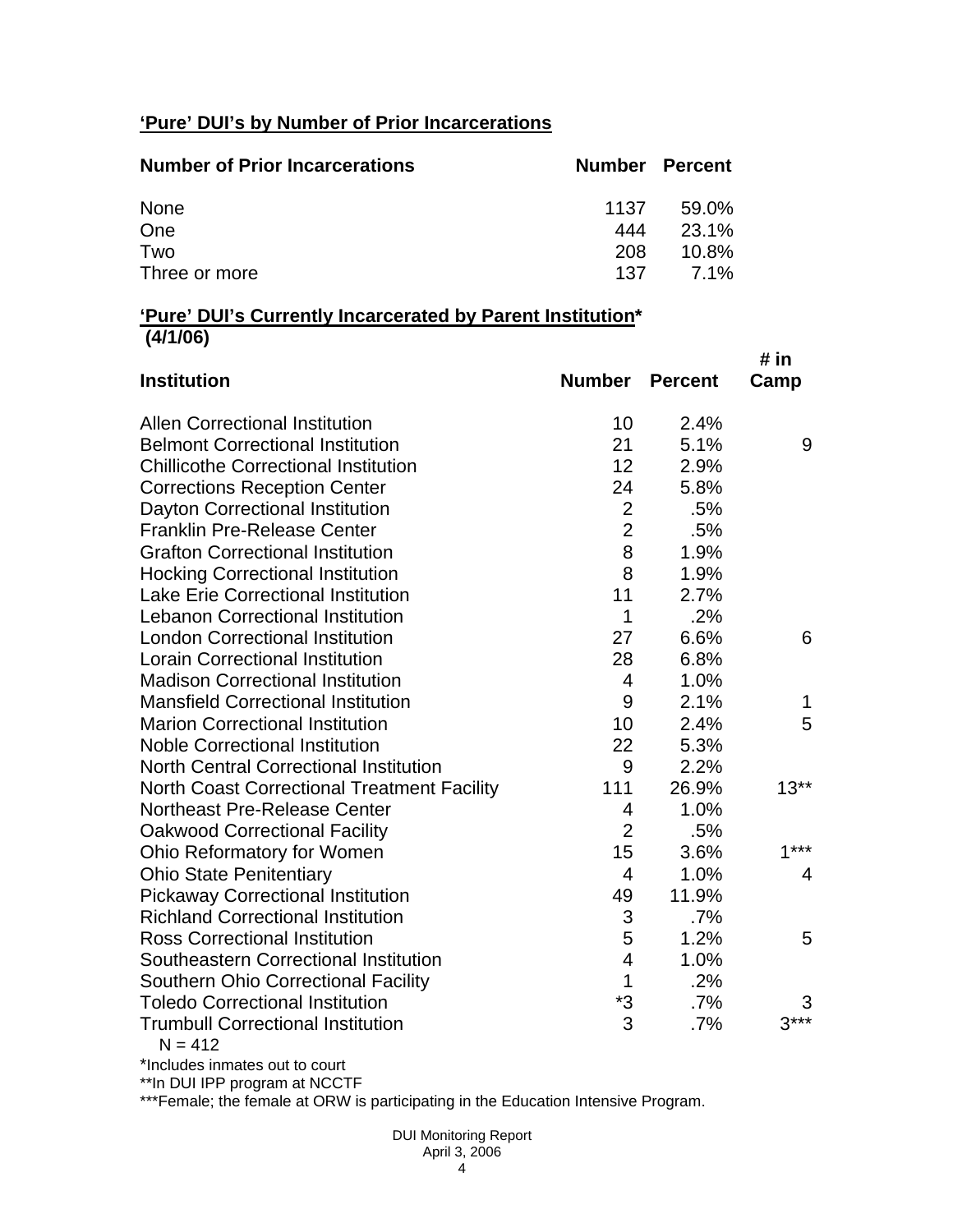**'Pure' DUI's by Number of Prior Incarcerations**

| Number of Prior Incarcerations | Number | Percent |
|---|---|---|
| None | 1137 | 59.0% |
| One | 444 | 23.1% |
| Two | 208 | 10.8% |
| Three or more | 137 | 7.1% |

**'Pure' DUI's Currently Incarcerated by Parent Institution* (4/1/06)**

| Institution | Number | Percent | # in Camp |
|---|---|---|---|
| Allen Correctional Institution | 10 | 2.4% | |
| Belmont Correctional Institution | 21 | 5.1% | 9 |
| Chillicothe Correctional Institution | 12 | 2.9% | |
| Corrections Reception Center | 24 | 5.8% | |
| Dayton Correctional Institution | 2 | .5% | |
| Franklin Pre-Release Center | 2 | .5% | |
| Grafton Correctional Institution | 8 | 1.9% | |
| Hocking Correctional Institution | 8 | 1.9% | |
| Lake Erie Correctional Institution | 11 | 2.7% | |
| Lebanon Correctional Institution | 1 | .2% | |
| London Correctional Institution | 27 | 6.6% | 6 |
| Lorain Correctional Institution | 28 | 6.8% | |
| Madison Correctional Institution | 4 | 1.0% | |
| Mansfield Correctional Institution | 9 | 2.1% | 1 |
| Marion Correctional Institution | 10 | 2.4% | 5 |
| Noble Correctional Institution | 22 | 5.3% | |
| North Central Correctional Institution | 9 | 2.2% | |
| North Coast Correctional Treatment Facility | 111 | 26.9% | 13** |
| Northeast Pre-Release Center | 4 | 1.0% | |
| Oakwood Correctional Facility | 2 | .5% | |
| Ohio Reformatory for Women | 15 | 3.6% | 1*** |
| Ohio State Penitentiary | 4 | 1.0% | 4 |
| Pickaway Correctional Institution | 49 | 11.9% | |
| Richland Correctional Institution | 3 | .7% | |
| Ross Correctional Institution | 5 | 1.2% | 5 |
| Southeastern Correctional Institution | 4 | 1.0% | |
| Southern Ohio Correctional Facility | 1 | .2% | |
| Toledo Correctional Institution | *3 | .7% | 3 |
| Trumbull Correctional Institution | 3 | .7% | 3*** |

N = 412

*Includes inmates out to court

**In DUI IPP program at NCCTF

***Female; the female at ORW is participating in the Education Intensive Program.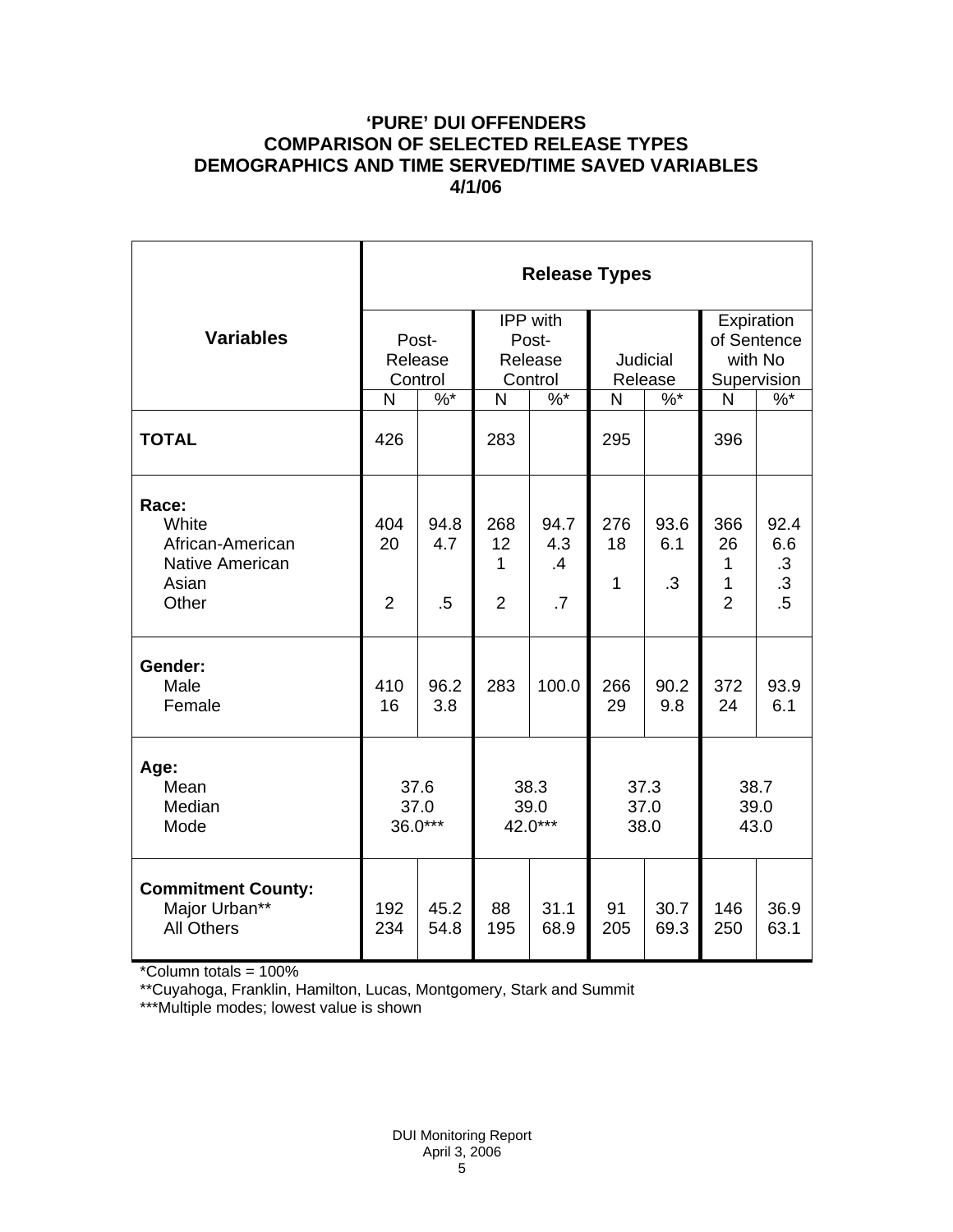# 'PURE' DUI OFFENDERS
## COMPARISON OF SELECTED RELEASE TYPES
## DEMOGRAPHICS AND TIME SERVED/TIME SAVED VARIABLES
## 4/1/06

| Variables | Release Types | | | | | | | |
|---|---|---|---|---|---|---|---|---|
| | Post-Release Control | | IPP with Post-Release Control | | Judicial Release | | Expiration of Sentence with No Supervision | |
| | N | %* | N | %* | N | %* | N | %* |
| **TOTAL** | 426 | | 283 | | 295 | | 396 | |
| **Race:** | | | | | | | | |
| White | 404 | 94.8 | 268 | 94.7 | 276 | 93.6 | 366 | 92.4 |
| African-American | 20 | 4.7 | 12 | 4.3 | 18 | 6.1 | 26 | 6.6 |
| Native American | | | 1 | .4 | | | 1 | .3 |
| Asian | | | | | 1 | .3 | 1 | .3 |
| Other | 2 | .5 | 2 | .7 | | | 2 | .5 |
| **Gender:** | | | | | | | | |
| Male | 410 | 96.2 | 283 | 100.0 | 266 | 90.2 | 372 | 93.9 |
| Female | 16 | 3.8 | | | 29 | 9.8 | 24 | 6.1 |
| **Age:** | | | | | | | | |
| Mean | 37.6 | | 38.3 | | 37.3 | | 38.7 | |
| Median | 37.0 | | 39.0 | | 37.0 | | 39.0 | |
| Mode | 36.0*** | | 42.0*** | | 38.0 | | 43.0 | |
| **Commitment County:** | | | | | | | | |
| Major Urban** | 192 | 45.2 | 88 | 31.1 | 91 | 30.7 | 146 | 36.9 |
| All Others | 234 | 54.8 | 195 | 68.9 | 205 | 69.3 | 250 | 63.1 |

*Column totals = 100%

**Cuyahoga, Franklin, Hamilton, Lucas, Montgomery, Stark and Summit

***Multiple modes; lowest value is shown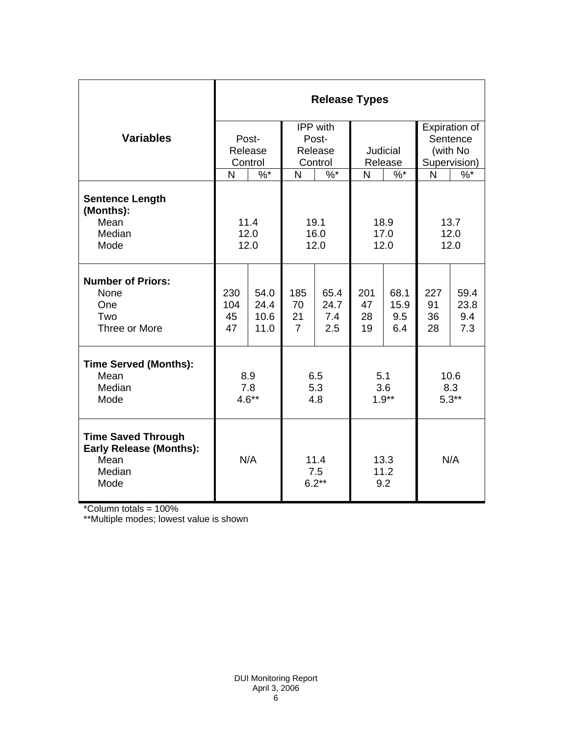| Variables | Release Types | | | | | | | |
|---|---|---|---|---|---|---|---|---|
| | Post-Release Control | | IPP with Post-Release Control | | Judicial Release | | Expiration of Sentence (with No Supervision) | |
| | N | %* | N | %* | N | %* | N | %* |
| **Sentence Length (Months):** | | | | | | | | |
| Mean | 11.4 | | 19.1 | | 18.9 | | 13.7 | |
| Median | 12.0 | | 16.0 | | 17.0 | | 12.0 | |
| Mode | 12.0 | | 12.0 | | 12.0 | | 12.0 | |
| **Number of Priors:** | | | | | | | | |
| None | 230 | 54.0 | 185 | 65.4 | 201 | 68.1 | 227 | 59.4 |
| One | 104 | 24.4 | 70 | 24.7 | 47 | 15.9 | 91 | 23.8 |
| Two | 45 | 10.6 | 21 | 7.4 | 28 | 9.5 | 36 | 9.4 |
| Three or More | 47 | 11.0 | 7 | 2.5 | 19 | 6.4 | 28 | 7.3 |
| **Time Served (Months):** | | | | | | | | |
| Mean | 8.9 | | 6.5 | | 5.1 | | 10.6 | |
| Median | 7.8 | | 5.3 | | 3.6 | | 8.3 | |
| Mode | 4.6** | | 4.8 | | 1.9** | | 5.3** | |
| **Time Saved Through Early Release (Months):** | | | | | | | | |
| Mean | N/A | | 11.4 | | 13.3 | | N/A | |
| Median | | | 7.5 | | 11.2 | | | |
| Mode | | | 6.2** | | 9.2 | | | |

*Column totals = 100%

**Multiple modes; lowest value is shown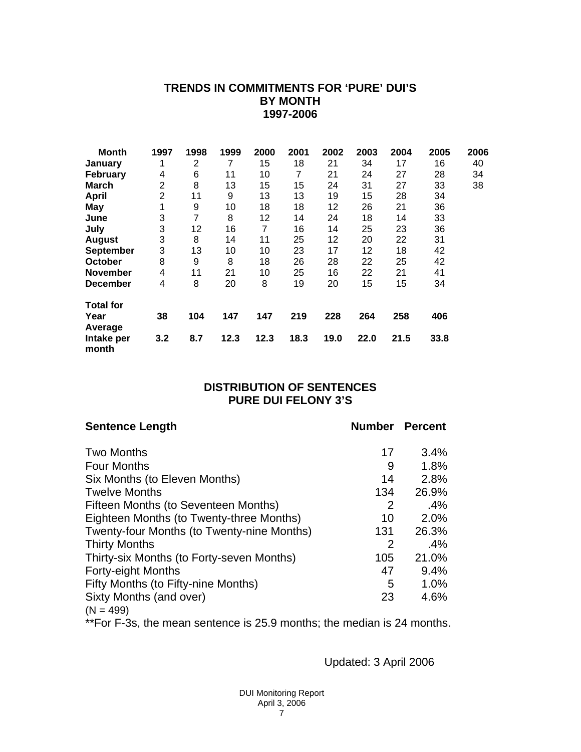## TRENDS IN COMMITMENTS FOR 'PURE' DUI'S BY MONTH 1997-2006

| Month | 1997 | 1998 | 1999 | 2000 | 2001 | 2002 | 2003 | 2004 | 2005 | 2006 |
|---|---|---|---|---|---|---|---|---|---|---|
| **January** | 1 | 2 | 7 | 15 | 18 | 21 | 34 | 17 | 16 | 40 |
| **February** | 4 | 6 | 11 | 10 | 7 | 21 | 24 | 27 | 28 | 34 |
| **March** | 2 | 8 | 13 | 15 | 15 | 24 | 31 | 27 | 33 | 38 |
| **April** | 2 | 11 | 9 | 13 | 13 | 19 | 15 | 28 | 34 | |
| **May** | 1 | 9 | 10 | 18 | 18 | 12 | 26 | 21 | 36 | |
| **June** | 3 | 7 | 8 | 12 | 14 | 24 | 18 | 14 | 33 | |
| **July** | 3 | 12 | 16 | 7 | 16 | 14 | 25 | 23 | 36 | |
| **August** | 3 | 8 | 14 | 11 | 25 | 12 | 20 | 22 | 31 | |
| **September** | 3 | 13 | 10 | 10 | 23 | 17 | 12 | 18 | 42 | |
| **October** | 8 | 9 | 8 | 18 | 26 | 28 | 22 | 25 | 42 | |
| **November** | 4 | 11 | 21 | 10 | 25 | 16 | 22 | 21 | 41 | |
| **December** | 4 | 8 | 20 | 8 | 19 | 20 | 15 | 15 | 34 | |
| **Total for Year** | **38** | **104** | **147** | **147** | **219** | **228** | **264** | **258** | **406** | |
| **Average Intake per month** | **3.2** | **8.7** | **12.3** | **12.3** | **18.3** | **19.0** | **22.0** | **21.5** | **33.8** | |

## DISTRIBUTION OF SENTENCES PURE DUI FELONY 3'S

| Sentence Length | Number | Percent |
|---|---|---|
| Two Months | 17 | 3.4% |
| Four Months | 9 | 1.8% |
| Six Months (to Eleven Months) | 14 | 2.8% |
| Twelve Months | 134 | 26.9% |
| Fifteen Months (to Seventeen Months) | 2 | .4% |
| Eighteen Months (to Twenty-three Months) | 10 | 2.0% |
| Twenty-four Months (to Twenty-nine Months) | 131 | 26.3% |
| Thirty Months | 2 | .4% |
| Thirty-six Months (to Forty-seven Months) | 105 | 21.0% |
| Forty-eight Months | 47 | 9.4% |
| Fifty Months (to Fifty-nine Months) | 5 | 1.0% |
| Sixty Months (and over) | 23 | 4.6% |

(N = 499)

**For F-3s, the mean sentence is 25.9 months; the median is 24 months.

Updated: 3 April 2006